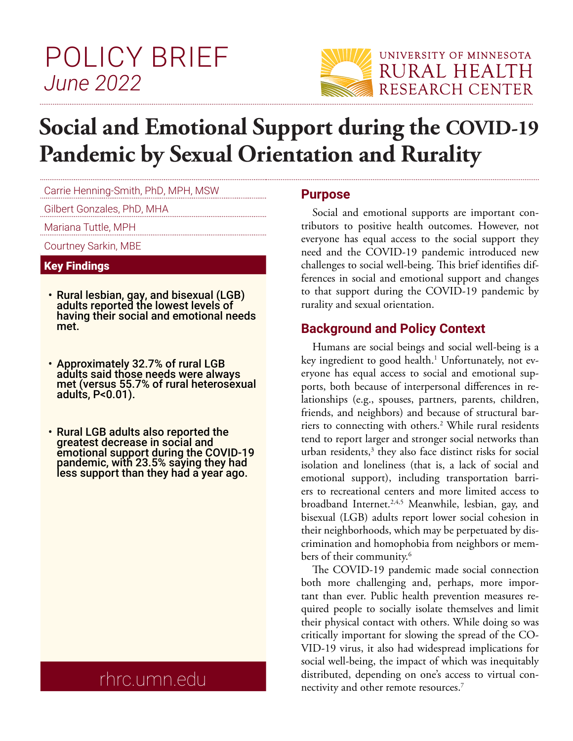# POLICY BRIEF

*June 2022*

UNIVERSITY OF MINNESOTA
RURAL HEALTH
RESEARCH CENTER

# Social and Emotional Support during the COVID-19 Pandemic by Sexual Orientation and Rurality

Carrie Henning-Smith, PhD, MPH, MSW

Gilbert Gonzales, PhD, MHA

Mariana Tuttle, MPH

Courtney Sarkin, MBE

## Key Findings

- **Rural lesbian, gay, and bisexual (LGB) adults reported the lowest levels of having their social and emotional needs met.**
- **Approximately 32.7% of rural LGB adults said those needs were always met (versus 55.7% of rural heterosexual adults, P<0.01).**
- **Rural LGB adults also reported the greatest decrease in social and emotional support during the COVID-19 pandemic, with 23.5% saying they had less support than they had a year ago.**

rhrc.umn.edu

## Purpose

Social and emotional supports are important contributors to positive health outcomes. However, not everyone has equal access to the social support they need and the COVID-19 pandemic introduced new challenges to social well-being. This brief identifies differences in social and emotional support and changes to that support during the COVID-19 pandemic by rurality and sexual orientation.

## Background and Policy Context

Humans are social beings and social well-being is a key ingredient to good health.[1] Unfortunately, not everyone has equal access to social and emotional supports, both because of interpersonal differences in relationships (e.g., spouses, partners, parents, children, friends, and neighbors) and because of structural barriers to connecting with others.[2] While rural residents tend to report larger and stronger social networks than urban residents,[3] they also face distinct risks for social isolation and loneliness (that is, a lack of social and emotional support), including transportation barriers to recreational centers and more limited access to broadband Internet.[2,4,5] Meanwhile, lesbian, gay, and bisexual (LGB) adults report lower social cohesion in their neighborhoods, which may be perpetuated by discrimination and homophobia from neighbors or members of their community.[6]

The COVID-19 pandemic made social connection both more challenging and, perhaps, more important than ever. Public health prevention measures required people to socially isolate themselves and limit their physical contact with others. While doing so was critically important for slowing the spread of the COVID-19 virus, it also had widespread implications for social well-being, the impact of which was inequitably distributed, depending on one's access to virtual connectivity and other remote resources.[7]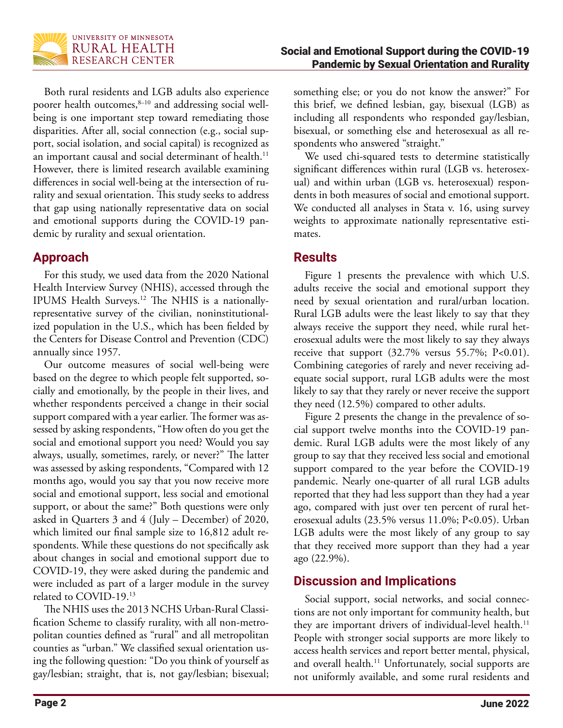Both rural residents and LGB adults also experience poorer health outcomes,[8–10] and addressing social well-being is one important step toward remediating those disparities. After all, social connection (e.g., social support, social isolation, and social capital) is recognized as an important causal and social determinant of health.[11] However, there is limited research available examining differences in social well-being at the intersection of rurality and sexual orientation. This study seeks to address that gap using nationally representative data on social and emotional supports during the COVID-19 pandemic by rurality and sexual orientation.

## Approach

For this study, we used data from the 2020 National Health Interview Survey (NHIS), accessed through the IPUMS Health Surveys.[12] The NHIS is a nationally-representative survey of the civilian, noninstitutionalized population in the U.S., which has been fielded by the Centers for Disease Control and Prevention (CDC) annually since 1957.

Our outcome measures of social well-being were based on the degree to which people felt supported, socially and emotionally, by the people in their lives, and whether respondents perceived a change in their social support compared with a year earlier. The former was assessed by asking respondents, "How often do you get the social and emotional support you need? Would you say always, usually, sometimes, rarely, or never?" The latter was assessed by asking respondents, "Compared with 12 months ago, would you say that you now receive more social and emotional support, less social and emotional support, or about the same?" Both questions were only asked in Quarters 3 and 4 (July – December) of 2020, which limited our final sample size to 16,812 adult respondents. While these questions do not specifically ask about changes in social and emotional support due to COVID-19, they were asked during the pandemic and were included as part of a larger module in the survey related to COVID-19.[13]

The NHIS uses the 2013 NCHS Urban-Rural Classification Scheme to classify rurality, with all non-metropolitan counties defined as "rural" and all metropolitan counties as "urban." We classified sexual orientation using the following question: "Do you think of yourself as gay/lesbian; straight, that is, not gay/lesbian; bisexual; something else; or you do not know the answer?" For this brief, we defined lesbian, gay, bisexual (LGB) as including all respondents who responded gay/lesbian, bisexual, or something else and heterosexual as all respondents who answered "straight."

We used chi-squared tests to determine statistically significant differences within rural (LGB vs. heterosexual) and within urban (LGB vs. heterosexual) respondents in both measures of social and emotional support. We conducted all analyses in Stata v. 16, using survey weights to approximate nationally representative estimates.

## Results

Figure 1 presents the prevalence with which U.S. adults receive the social and emotional support they need by sexual orientation and rural/urban location. Rural LGB adults were the least likely to say that they always receive the support they need, while rural heterosexual adults were the most likely to say they always receive that support (32.7% versus 55.7%; $P<0.01$). Combining categories of rarely and never receiving adequate social support, rural LGB adults were the most likely to say that they rarely or never receive the support they need (12.5%) compared to other adults.

Figure 2 presents the change in the prevalence of social support twelve months into the COVID-19 pandemic. Rural LGB adults were the most likely of any group to say that they received less social and emotional support compared to the year before the COVID-19 pandemic. Nearly one-quarter of all rural LGB adults reported that they had less support than they had a year ago, compared with just over ten percent of rural heterosexual adults (23.5% versus 11.0%; $P<0.05$). Urban LGB adults were the most likely of any group to say that they received more support than they had a year ago (22.9%).

## Discussion and Implications

Social support, social networks, and social connections are not only important for community health, but they are important drivers of individual-level health.[11] People with stronger social supports are more likely to access health services and report better mental, physical, and overall health.[11] Unfortunately, social supports are not uniformly available, and some rural residents and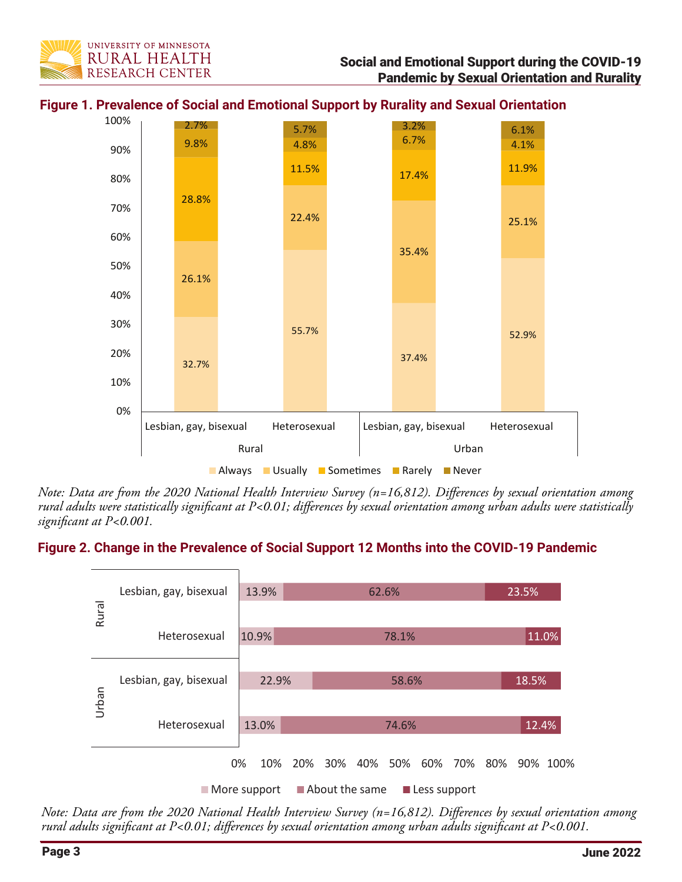## Figure 1. Prevalence of Social and Emotional Support by Rurality and Sexual Orientation

| | Rural: Lesbian, gay, bisexual | Rural: Heterosexual | Urban: Lesbian, gay, bisexual | Urban: Heterosexual |
|---|---|---|---|---|
| Always | 32.7% | 55.7% | 37.4% | 52.9% |
| Usually | 26.1% | 22.4% | 35.4% | 25.1% |
| Sometimes | 28.8% | 11.5% | 17.4% | 11.9% |
| Rarely | 9.8% | 4.8% | 6.7% | 4.1% |
| Never | 2.7% | 5.7% | 3.2% | 6.1% |

*Note: Data are from the 2020 National Health Interview Survey (n=16,812). Differences by sexual orientation among rural adults were statistically significant at P<0.01; differences by sexual orientation among urban adults were statistically significant at P<0.001.*

## Figure 2. Change in the Prevalence of Social Support 12 Months into the COVID-19 Pandemic

| | | More support | About the same | Less support |
|---|---|---|---|---|
| Rural | Lesbian, gay, bisexual | 13.9% | 62.6% | 23.5% |
| | Heterosexual | 10.9% | 78.1% | 11.0% |
| Urban | Lesbian, gay, bisexual | 22.9% | 58.6% | 18.5% |
| | Heterosexual | 13.0% | 74.6% | 12.4% |

*Note: Data are from the 2020 National Health Interview Survey (n=16,812). Differences by sexual orientation among rural adults significant at P<0.01; differences by sexual orientation among urban adults significant at P<0.001.*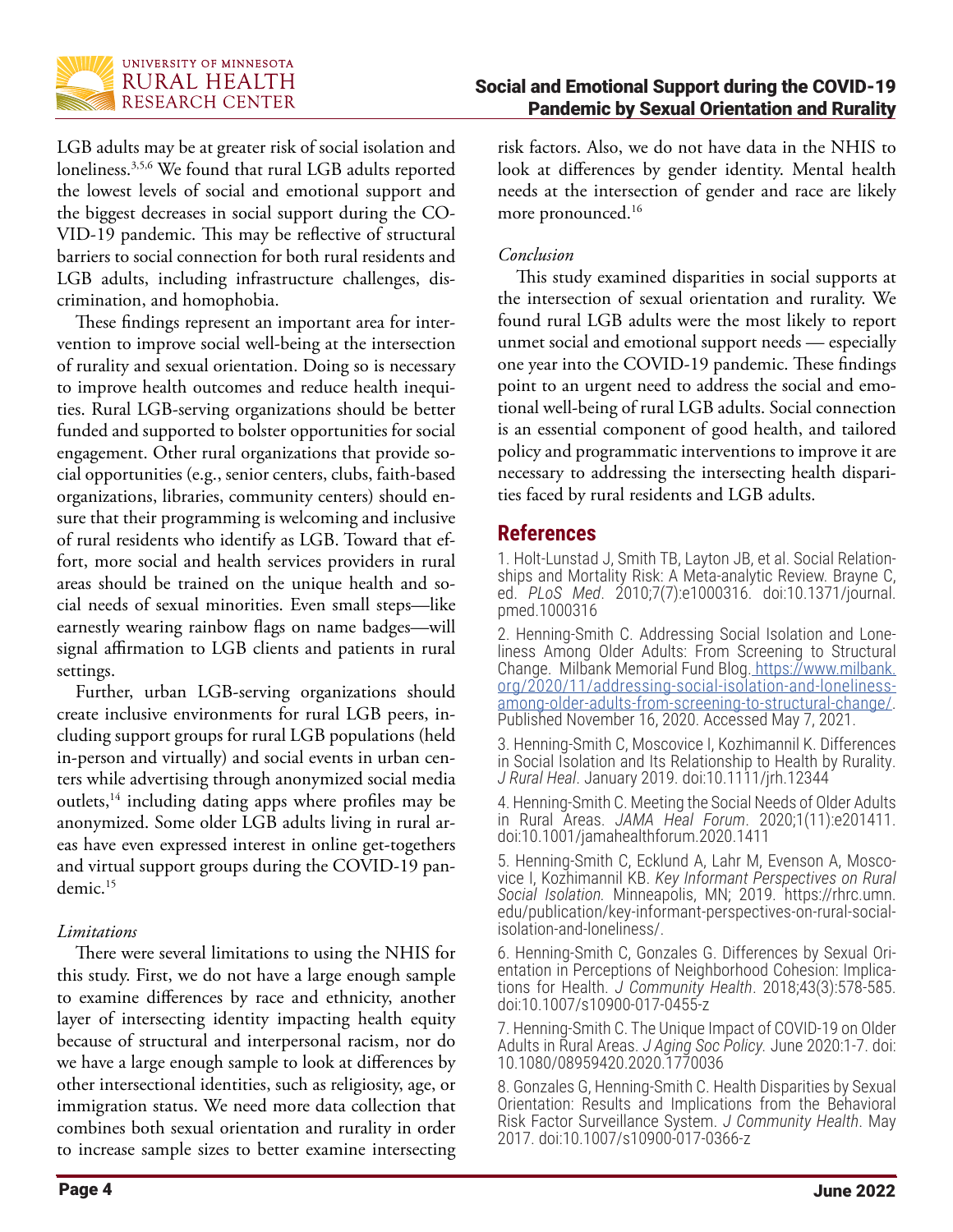LGB adults may be at greater risk of social isolation and loneliness.[3,5,6] We found that rural LGB adults reported the lowest levels of social and emotional support and the biggest decreases in social support during the COVID-19 pandemic. This may be reflective of structural barriers to social connection for both rural residents and LGB adults, including infrastructure challenges, discrimination, and homophobia.

These findings represent an important area for intervention to improve social well-being at the intersection of rurality and sexual orientation. Doing so is necessary to improve health outcomes and reduce health inequities. Rural LGB-serving organizations should be better funded and supported to bolster opportunities for social engagement. Other rural organizations that provide social opportunities (e.g., senior centers, clubs, faith-based organizations, libraries, community centers) should ensure that their programming is welcoming and inclusive of rural residents who identify as LGB. Toward that effort, more social and health services providers in rural areas should be trained on the unique health and social needs of sexual minorities. Even small steps—like earnestly wearing rainbow flags on name badges—will signal affirmation to LGB clients and patients in rural settings.

Further, urban LGB-serving organizations should create inclusive environments for rural LGB peers, including support groups for rural LGB populations (held in-person and virtually) and social events in urban centers while advertising through anonymized social media outlets,[14] including dating apps where profiles may be anonymized. Some older LGB adults living in rural areas have even expressed interest in online get-togethers and virtual support groups during the COVID-19 pandemic.[15]

*Limitations*

There were several limitations to using the NHIS for this study. First, we do not have a large enough sample to examine differences by race and ethnicity, another layer of intersecting identity impacting health equity because of structural and interpersonal racism, nor do we have a large enough sample to look at differences by other intersectional identities, such as religiosity, age, or immigration status. We need more data collection that combines both sexual orientation and rurality in order to increase sample sizes to better examine intersecting risk factors. Also, we do not have data in the NHIS to look at differences by gender identity. Mental health needs at the intersection of gender and race are likely more pronounced.[16]

*Conclusion*

This study examined disparities in social supports at the intersection of sexual orientation and rurality. We found rural LGB adults were the most likely to report unmet social and emotional support needs — especially one year into the COVID-19 pandemic. These findings point to an urgent need to address the social and emotional well-being of rural LGB adults. Social connection is an essential component of good health, and tailored policy and programmatic interventions to improve it are necessary to addressing the intersecting health disparities faced by rural residents and LGB adults.

## References

1. Holt-Lunstad J, Smith TB, Layton JB, et al. Social Relationships and Mortality Risk: A Meta-analytic Review. Brayne C, ed. *PLoS Med*. 2010;7(7):e1000316. doi:10.1371/journal.pmed.1000316

2. Henning-Smith C. Addressing Social Isolation and Loneliness Among Older Adults: From Screening to Structural Change. Milbank Memorial Fund Blog. https://www.milbank.org/2020/11/addressing-social-isolation-and-loneliness-among-older-adults-from-screening-to-structural-change/. Published November 16, 2020. Accessed May 7, 2021.

3. Henning-Smith C, Moscovice I, Kozhimannil K. Differences in Social Isolation and Its Relationship to Health by Rurality. *J Rural Heal*. January 2019. doi:10.1111/jrh.12344

4. Henning-Smith C. Meeting the Social Needs of Older Adults in Rural Areas. *JAMA Heal Forum*. 2020;1(11):e201411. doi:10.1001/jamahealthforum.2020.1411

5. Henning-Smith C, Ecklund A, Lahr M, Evenson A, Moscovice I, Kozhimannil KB. *Key Informant Perspectives on Rural Social Isolation*. Minneapolis, MN; 2019. https://rhrc.umn.edu/publication/key-informant-perspectives-on-rural-social-isolation-and-loneliness/.

6. Henning-Smith C, Gonzales G. Differences by Sexual Orientation in Perceptions of Neighborhood Cohesion: Implications for Health. *J Community Health*. 2018;43(3):578-585. doi:10.1007/s10900-017-0455-z

7. Henning-Smith C. The Unique Impact of COVID-19 on Older Adults in Rural Areas. *J Aging Soc Policy*. June 2020:1-7. doi:10.1080/08959420.2020.1770036

8. Gonzales G, Henning-Smith C. Health Disparities by Sexual Orientation: Results and Implications from the Behavioral Risk Factor Surveillance System. *J Community Health*. May 2017. doi:10.1007/s10900-017-0366-z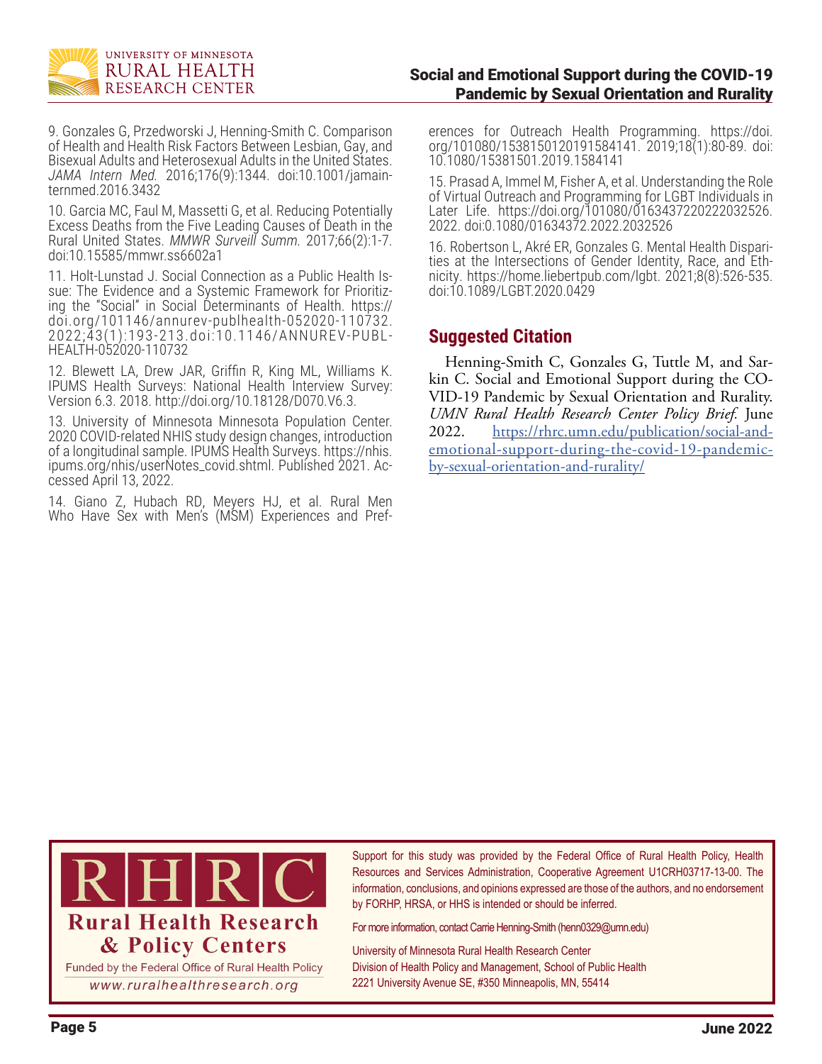9. Gonzales G, Przedworski J, Henning-Smith C. Comparison of Health and Health Risk Factors Between Lesbian, Gay, and Bisexual Adults and Heterosexual Adults in the United States. *JAMA Intern Med.* 2016;176(9):1344. doi:10.1001/jamainternmed.2016.3432

10. Garcia MC, Faul M, Massetti G, et al. Reducing Potentially Excess Deaths from the Five Leading Causes of Death in the Rural United States. *MMWR Surveill Summ.* 2017;66(2):1-7. doi:10.15585/mmwr.ss6602a1

11. Holt-Lunstad J. Social Connection as a Public Health Issue: The Evidence and a Systemic Framework for Prioritizing the "Social" in Social Determinants of Health. https://doi.org/101146/annurev-publhealth-052020-110732. 2022;43(1):193-213.doi:10.1146/ANNUREV-PUBLHEALTH-052020-110732

12. Blewett LA, Drew JAR, Griffin R, King ML, Williams K. IPUMS Health Surveys: National Health Interview Survey: Version 6.3. 2018. http://doi.org/10.18128/D070.V6.3.

13. University of Minnesota Minnesota Population Center. 2020 COVID-related NHIS study design changes, introduction of a longitudinal sample. IPUMS Health Surveys. https://nhis.ipums.org/nhis/userNotes_covid.shtml. Published 2021. Accessed April 13, 2022.

14. Giano Z, Hubach RD, Meyers HJ, et al. Rural Men Who Have Sex with Men's (MSM) Experiences and Preferences for Outreach Health Programming. https://doi.org/101080/1538150120191584141. 2019;18(1):80-89. doi:10.1080/15381501.2019.1584141

15. Prasad A, Immel M, Fisher A, et al. Understanding the Role of Virtual Outreach and Programming for LGBT Individuals in Later Life. https://doi.org/101080/0163437220222032526. 2022. doi:0.1080/01634372.2022.2032526

16. Robertson L, Akré ER, Gonzales G. Mental Health Disparities at the Intersections of Gender Identity, Race, and Ethnicity. https://home.liebertpub.com/lgbt. 2021;8(8):526-535. doi:10.1089/LGBT.2020.0429

## Suggested Citation

Henning-Smith C, Gonzales G, Tuttle M, and Sarkin C. Social and Emotional Support during the COVID-19 Pandemic by Sexual Orientation and Rurality. *UMN Rural Health Research Center Policy Brief.* June 2022. https://rhrc.umn.edu/publication/social-and-emotional-support-during-the-covid-19-pandemic-by-sexual-orientation-and-rurality/

RHRC
**Rural Health Research & Policy Centers**
Funded by the Federal Office of Rural Health Policy
www.ruralhealthresearch.org

Support for this study was provided by the Federal Office of Rural Health Policy, Health Resources and Services Administration, Cooperative Agreement U1CRH03717-13-00. The information, conclusions, and opinions expressed are those of the authors, and no endorsement by FORHP, HRSA, or HHS is intended or should be inferred.

For more information, contact Carrie Henning-Smith (henn0329@umn.edu)

University of Minnesota Rural Health Research Center
Division of Health Policy and Management, School of Public Health
2221 University Avenue SE, #350 Minneapolis, MN, 55414